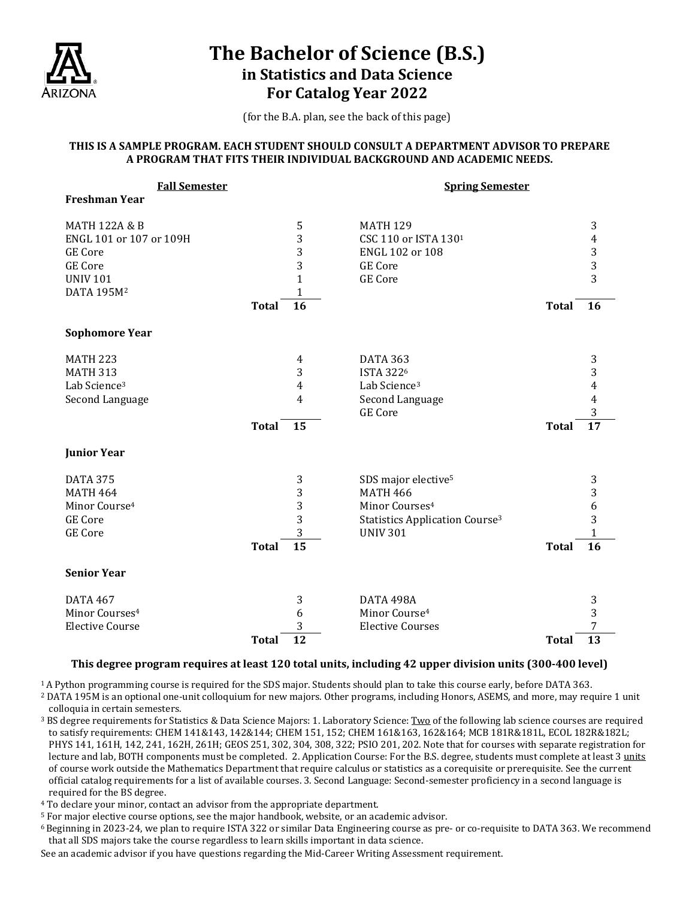# The Bachelor of Science (B.S.) in Statistics and Data Science For Catalog Year 2022

(for the B.A. plan, see the back of this page)

**THIS IS A SAMPLE PROGRAM. EACH STUDENT SHOULD CONSULT A DEPARTMENT ADVISOR TO PREPARE A PROGRAM THAT FITS THEIR INDIVIDUAL BACKGROUND AND ACADEMIC NEEDS.**

### Freshman Year

| Fall Semester | Units | Spring Semester | Units |
|---|---|---|---|
| MATH 122A & B | 5 | MATH 129 | 3 |
| ENGL 101 or 107 or 109H | 3 | CSC 110 or ISTA 130[1] | 4 |
| GE Core | 3 | ENGL 102 or 108 | 3 |
| GE Core | 3 | GE Core | 3 |
| UNIV 101 | 1 | GE Core | 3 |
| DATA 195M[2] | 1 | | |
| **Total** | **16** | **Total** | **16** |

### Sophomore Year

| Fall Semester | Units | Spring Semester | Units |
|---|---|---|---|
| MATH 223 | 4 | DATA 363 | 3 |
| MATH 313 | 3 | ISTA 322[6] | 3 |
| Lab Science[3] | 4 | Lab Science[3] | 4 |
| Second Language | 4 | Second Language | 4 |
| | | GE Core | 3 |
| **Total** | **15** | **Total** | **17** |

### Junior Year

| Fall Semester | Units | Spring Semester | Units |
|---|---|---|---|
| DATA 375 | 3 | SDS major elective[5] | 3 |
| MATH 464 | 3 | MATH 466 | 3 |
| Minor Course[4] | 3 | Minor Courses[4] | 6 |
| GE Core | 3 | Statistics Application Course[3] | 3 |
| GE Core | 3 | UNIV 301 | 1 |
| **Total** | **15** | **Total** | **16** |

### Senior Year

| Fall Semester | Units | Spring Semester | Units |
|---|---|---|---|
| DATA 467 | 3 | DATA 498A | 3 |
| Minor Courses[4] | 6 | Minor Course[4] | 3 |
| Elective Course | 3 | Elective Courses | 7 |
| **Total** | **12** | **Total** | **13** |

**This degree program requires at least 120 total units, including 42 upper division units (300-400 level)**

[1] A Python programming course is required for the SDS major. Students should plan to take this course early, before DATA 363.

[2] DATA 195M is an optional one-unit colloquium for new majors. Other programs, including Honors, ASEMS, and more, may require 1 unit colloquia in certain semesters.

[3] BS degree requirements for Statistics & Data Science Majors: 1. Laboratory Science: Two of the following lab science courses are required to satisfy requirements: CHEM 141&143, 142&144; CHEM 151, 152; CHEM 161&163, 162&164; MCB 181R&181L, ECOL 182R&182L; PHYS 141, 161H, 142, 241, 162H, 261H; GEOS 251, 302, 304, 308, 322; PSIO 201, 202. Note that for courses with separate registration for lecture and lab, BOTH components must be completed. 2. Application Course: For the B.S. degree, students must complete at least 3 units of course work outside the Mathematics Department that require calculus or statistics as a corequisite or prerequisite. See the current official catalog requirements for a list of available courses. 3. Second Language: Second-semester proficiency in a second language is required for the BS degree.

[4] To declare your minor, contact an advisor from the appropriate department.

[5] For major elective course options, see the major handbook, website, or an academic advisor.

[6] Beginning in 2023-24, we plan to require ISTA 322 or similar Data Engineering course as pre- or co-requisite to DATA 363. We recommend that all SDS majors take the course regardless to learn skills important in data science.

See an academic advisor if you have questions regarding the Mid-Career Writing Assessment requirement.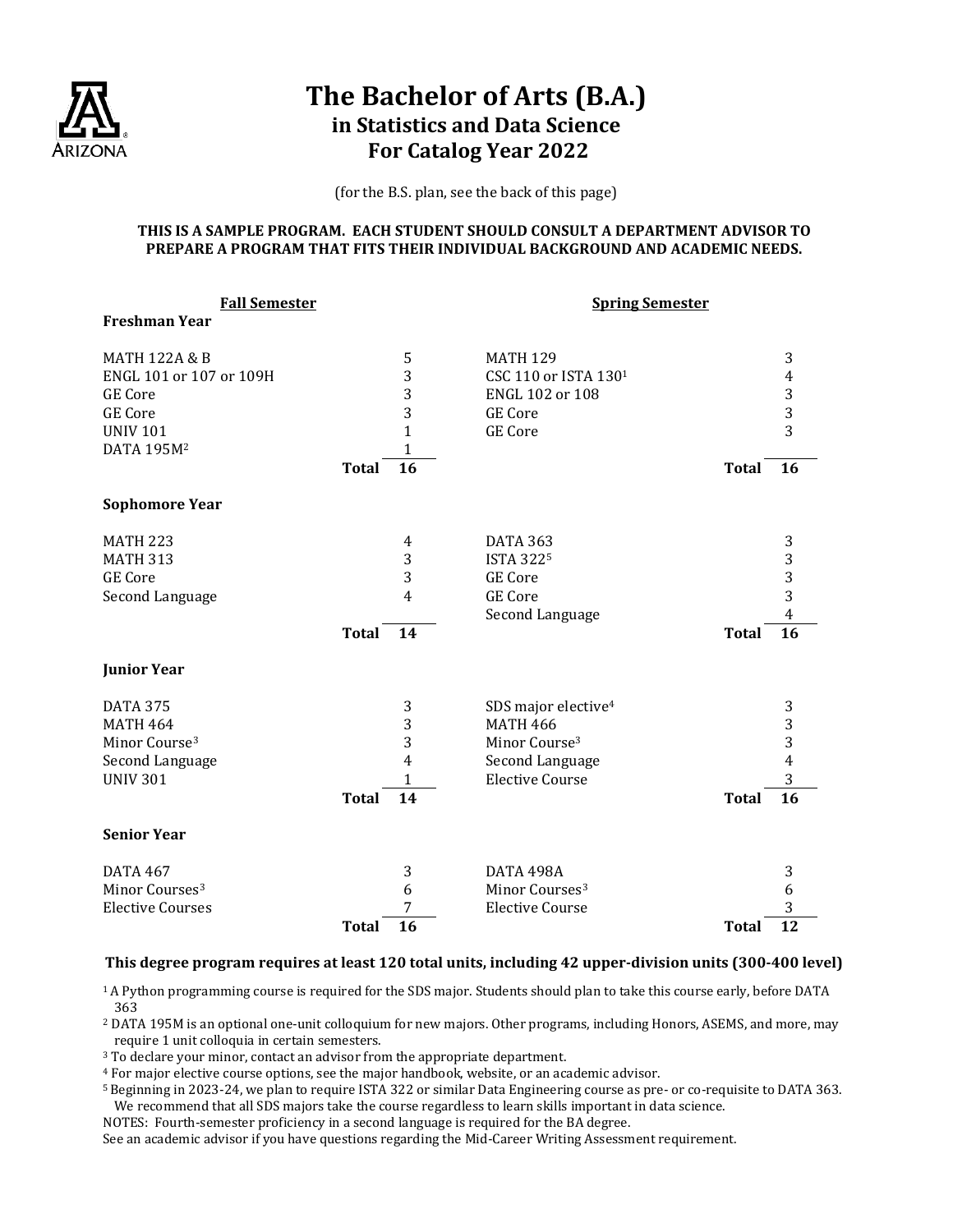# The Bachelor of Arts (B.A.)
## in Statistics and Data Science
## For Catalog Year 2022

(for the B.S. plan, see the back of this page)

**THIS IS A SAMPLE PROGRAM. EACH STUDENT SHOULD CONSULT A DEPARTMENT ADVISOR TO PREPARE A PROGRAM THAT FITS THEIR INDIVIDUAL BACKGROUND AND ACADEMIC NEEDS.**

### Freshman Year

| Fall Semester | Units | Spring Semester | Units |
|---|---|---|---|
| MATH 122A & B | 5 | MATH 129 | 3 |
| ENGL 101 or 107 or 109H | 3 | CSC 110 or ISTA 130[1] | 4 |
| GE Core | 3 | ENGL 102 or 108 | 3 |
| GE Core | 3 | GE Core | 3 |
| UNIV 101 | 1 | GE Core | 3 |
| DATA 195M[2] | 1 | | |
| **Total** | **16** | **Total** | **16** |

### Sophomore Year

| Fall Semester | Units | Spring Semester | Units |
|---|---|---|---|
| MATH 223 | 4 | DATA 363 | 3 |
| MATH 313 | 3 | ISTA 322[5] | 3 |
| GE Core | 3 | GE Core | 3 |
| Second Language | 4 | GE Core | 3 |
| | | Second Language | 4 |
| **Total** | **14** | **Total** | **16** |

### Junior Year

| Fall Semester | Units | Spring Semester | Units |
|---|---|---|---|
| DATA 375 | 3 | SDS major elective[4] | 3 |
| MATH 464 | 3 | MATH 466 | 3 |
| Minor Course[3] | 3 | Minor Course[3] | 3 |
| Second Language | 4 | Second Language | 4 |
| UNIV 301 | 1 | Elective Course | 3 |
| **Total** | **14** | **Total** | **16** |

### Senior Year

| Fall Semester | Units | Spring Semester | Units |
|---|---|---|---|
| DATA 467 | 3 | DATA 498A | 3 |
| Minor Courses[3] | 6 | Minor Courses[3] | 6 |
| Elective Courses | 7 | Elective Course | 3 |
| **Total** | **16** | **Total** | **12** |

**This degree program requires at least 120 total units, including 42 upper-division units (300-400 level)**

[1] A Python programming course is required for the SDS major. Students should plan to take this course early, before DATA 363

[2] DATA 195M is an optional one-unit colloquium for new majors. Other programs, including Honors, ASEMS, and more, may require 1 unit colloquia in certain semesters.

[3] To declare your minor, contact an advisor from the appropriate department.

[4] For major elective course options, see the major handbook, website, or an academic advisor.

[5] Beginning in 2023-24, we plan to require ISTA 322 or similar Data Engineering course as pre- or co-requisite to DATA 363. We recommend that all SDS majors take the course regardless to learn skills important in data science.

NOTES: Fourth-semester proficiency in a second language is required for the BA degree.

See an academic advisor if you have questions regarding the Mid-Career Writing Assessment requirement.